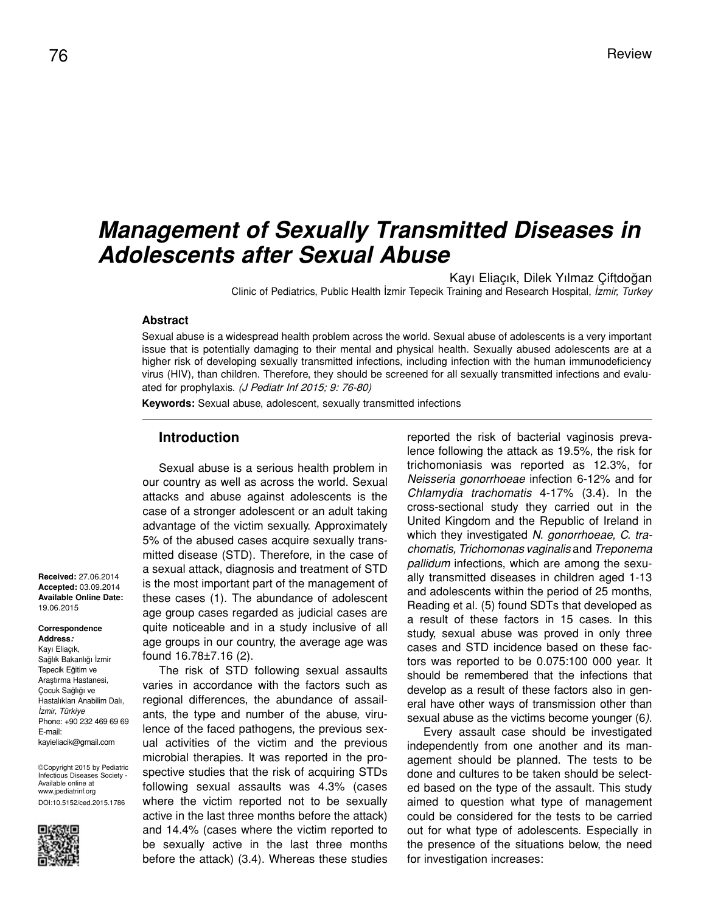Review

# Management of Sexually Transmitted Diseases in Adolescents after Sexual Abuse

Kayı Eliaçık, Dilek Yılmaz Çiftdoğan

Clinic of Pediatrics, Public Health İzmir Tepecik Training and Research Hospital, *İzmir, Turkey*

### Abstract

Sexual abuse is a widespread health problem across the world. Sexual abuse of adolescents is a very important issue that is potentially damaging to their mental and physical health. Sexually abused adolescents are at a higher risk of developing sexually transmitted infections, including infection with the human immunodeficiency virus (HIV), than children. Therefore, they should be screened for all sexually transmitted infections and evaluated for prophylaxis. *(J Pediatr Inf 2015; 9: 76-80)*

**Keywords:** Sexual abuse, adolescent, sexually transmitted infections

**Received:** 27.06.2014
**Accepted:** 03.09.2014
**Available Online Date:** 19.06.2015

**Correspondence Address*:***
Kayı Eliaçık,
Sağlık Bakanlığı İzmir Tepecik Eğitim ve Araştırma Hastanesi, Çocuk Sağlığı ve Hastalıkları Anabilim Dalı, *İzmir, Türkiye*
Phone: +90 232 469 69 69
E-mail: kayieliacik@gmail.com

©Copyright 2015 by Pediatric Infectious Diseases Society - Available online at www.jpediatrinf.org
DOI:10.5152/ced.2015.1786

## Introduction

Sexual abuse is a serious health problem in our country as well as across the world. Sexual attacks and abuse against adolescents is the case of a stronger adolescent or an adult taking advantage of the victim sexually. Approximately 5% of the abused cases acquire sexually transmitted disease (STD). Therefore, in the case of a sexual attack, diagnosis and treatment of STD is the most important part of the management of these cases (1). The abundance of adolescent age group cases regarded as judicial cases are quite noticeable and in a study inclusive of all age groups in our country, the average age was found 16.78±7.16 (2).

The risk of STD following sexual assaults varies in accordance with the factors such as regional differences, the abundance of assailants, the type and number of the abuse, virulence of the faced pathogens, the previous sexual activities of the victim and the previous microbial therapies. It was reported in the prospective studies that the risk of acquiring STDs following sexual assaults was 4.3% (cases where the victim reported not to be sexually active in the last three months before the attack) and 14.4% (cases where the victim reported to be sexually active in the last three months before the attack) (3.4). Whereas these studies reported the risk of bacterial vaginosis prevalence following the attack as 19.5%, the risk for trichomoniasis was reported as 12.3%, for *Neisseria gonorrhoeae* infection 6-12% and for *Chlamydia trachomatis* 4-17% (3.4). In the cross-sectional study they carried out in the United Kingdom and the Republic of Ireland in which they investigated *N. gonorrhoeae, C. trachomatis, Trichomonas vaginalis* and *Treponema pallidum* infections, which are among the sexually transmitted diseases in children aged 1-13 and adolescents within the period of 25 months, Reading et al. (5) found SDTs that developed as a result of these factors in 15 cases. In this study, sexual abuse was proved in only three cases and STD incidence based on these factors was reported to be 0.075:100 000 year. It should be remembered that the infections that develop as a result of these factors also in general have other ways of transmission other than sexual abuse as the victims become younger (6*)*.

Every assault case should be investigated independently from one another and its management should be planned. The tests to be done and cultures to be taken should be selected based on the type of the assault. This study aimed to question what type of management could be considered for the tests to be carried out for what type of adolescents. Especially in the presence of the situations below, the need for investigation increases: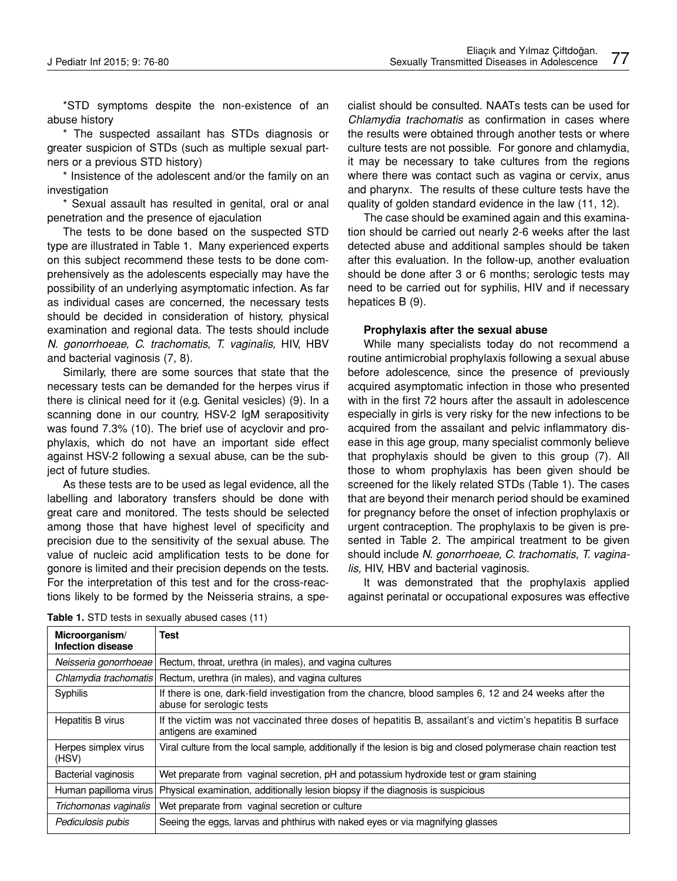*STD symptoms despite the non-existence of an abuse history

* The suspected assailant has STDs diagnosis or greater suspicion of STDs (such as multiple sexual partners or a previous STD history)

* Insistence of the adolescent and/or the family on an investigation

* Sexual assault has resulted in genital, oral or anal penetration and the presence of ejaculation

The tests to be done based on the suspected STD type are illustrated in Table 1. Many experienced experts on this subject recommend these tests to be done comprehensively as the adolescents especially may have the possibility of an underlying asymptomatic infection. As far as individual cases are concerned, the necessary tests should be decided in consideration of history, physical examination and regional data. The tests should include *N. gonorrhoeae, C. trachomatis, T. vaginalis,* HIV, HBV and bacterial vaginosis (7, 8).

Similarly, there are some sources that state that the necessary tests can be demanded for the herpes virus if there is clinical need for it (e.g. Genital vesicles) (9). In a scanning done in our country, HSV-2 IgM serapositivity was found 7.3% (10). The brief use of acyclovir and prophylaxis, which do not have an important side effect against HSV-2 following a sexual abuse, can be the subject of future studies.

As these tests are to be used as legal evidence, all the labelling and laboratory transfers should be done with great care and monitored. The tests should be selected among those that have highest level of specificity and precision due to the sensitivity of the sexual abuse. The value of nucleic acid amplification tests to be done for gonore is limited and their precision depends on the tests. For the interpretation of this test and for the cross-reactions likely to be formed by the Neisseria strains, a specialist should be consulted. NAATs tests can be used for *Chlamydia trachomatis* as confirmation in cases where the results were obtained through another tests or where culture tests are not possible. For gonore and chlamydia, it may be necessary to take cultures from the regions where there was contact such as vagina or cervix, anus and pharynx. The results of these culture tests have the quality of golden standard evidence in the law (11, 12).

The case should be examined again and this examination should be carried out nearly 2-6 weeks after the last detected abuse and additional samples should be taken after this evaluation. In the follow-up, another evaluation should be done after 3 or 6 months; serologic tests may need to be carried out for syphilis, HIV and if necessary hepatices B (9).

### Prophylaxis after the sexual abuse

While many specialists today do not recommend a routine antimicrobial prophylaxis following a sexual abuse before adolescence, since the presence of previously acquired asymptomatic infection in those who presented with in the first 72 hours after the assault in adolescence especially in girls is very risky for the new infections to be acquired from the assailant and pelvic inflammatory disease in this age group, many specialist commonly believe that prophylaxis should be given to this group (7). All those to whom prophylaxis has been given should be screened for the likely related STDs (Table 1). The cases that are beyond their menarch period should be examined for pregnancy before the onset of infection prophylaxis or urgent contraception. The prophylaxis to be given is presented in Table 2. The ampirical treatment to be given should include *N. gonorrhoeae, C. trachomatis, T. vaginalis,* HIV, HBV and bacterial vaginosis.

It was demonstrated that the prophylaxis applied against perinatal or occupational exposures was effective

**Table 1.** STD tests in sexually abused cases (11)

| Microorganism/ Infection disease | Test |
|---|---|
| *Neisseria gonorrhoeae* | Rectum, throat, urethra (in males), and vagina cultures |
| *Chlamydia trachomatis* | Rectum, urethra (in males), and vagina cultures |
| Syphilis | If there is one, dark-field investigation from the chancre, blood samples 6, 12 and 24 weeks after the abuse for serologic tests |
| Hepatitis B virus | If the victim was not vaccinated three doses of hepatitis B, assailant's and victim's hepatitis B surface antigens are examined |
| Herpes simplex virus (HSV) | Viral culture from the local sample, additionally if the lesion is big and closed polymerase chain reaction test |
| Bacterial vaginosis | Wet preparate from vaginal secretion, pH and potassium hydroxide test or gram staining |
| Human papilloma virus | Physical examination, additionally lesion biopsy if the diagnosis is suspicious |
| *Trichomonas vaginalis* | Wet preparate from vaginal secretion or culture |
| *Pediculosis pubis* | Seeing the eggs, larvas and phthirus with naked eyes or via magnifying glasses |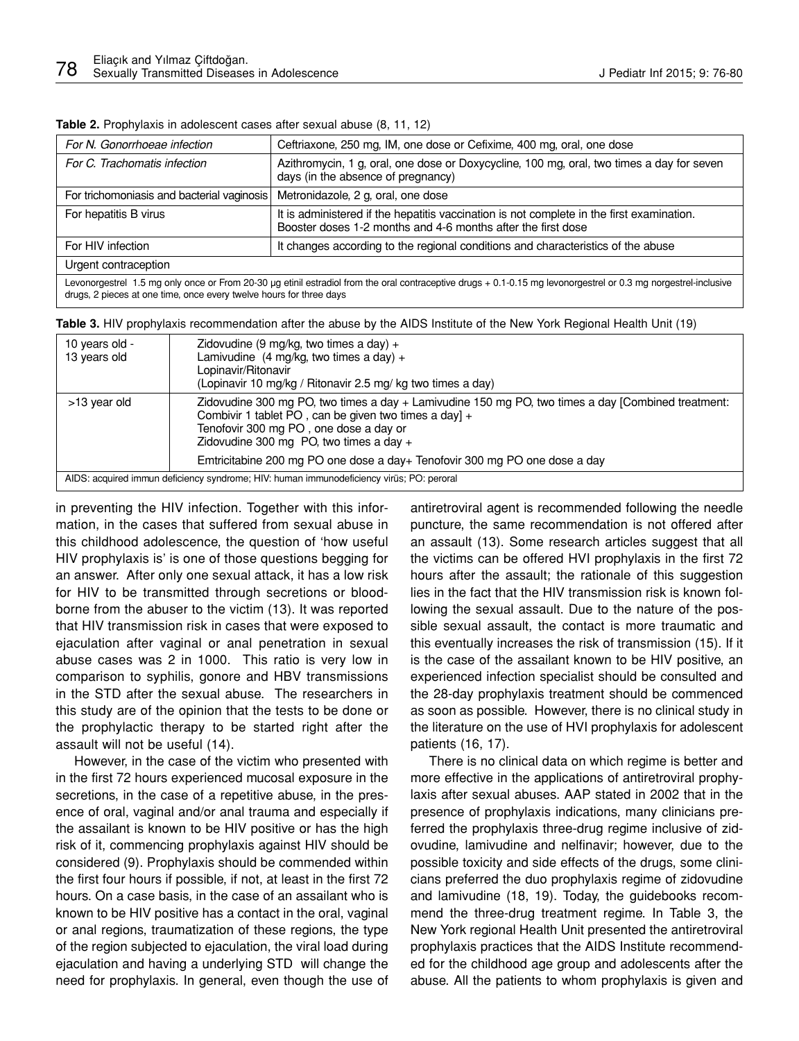**Table 2.** Prophylaxis in adolescent cases after sexual abuse (8, 11, 12)

| | |
|---|---|
| *For N. Gonorrhoeae infection* | Ceftriaxone, 250 mg, IM, one dose or Cefixime, 400 mg, oral, one dose |
| *For C. Trachomatis infection* | Azithromycin, 1 g, oral, one dose or Doxycycline, 100 mg, oral, two times a day for seven days (in the absence of pregnancy) |
| For trichomoniasis and bacterial vaginosis | Metronidazole, 2 g, oral, one dose |
| For hepatitis B virus | It is administered if the hepatitis vaccination is not complete in the first examination. Booster doses 1-2 months and 4-6 months after the first dose |
| For HIV infection | It changes according to the regional conditions and characteristics of the abuse |
| Urgent contraception | |
| Levonorgestrel 1.5 mg only once or From 20-30 μg etinil estradiol from the oral contraceptive drugs + 0.1-0.15 mg levonorgestrel or 0.3 mg norgestrel-inclusive drugs, 2 pieces at one time, once every twelve hours for three days | |

**Table 3.** HIV prophylaxis recommendation after the abuse by the AIDS Institute of the New York Regional Health Unit (19)

| | |
|---|---|
| 10 years old - 13 years old | Zidovudine (9 mg/kg, two times a day) + Lamivudine (4 mg/kg, two times a day) + Lopinavir/Ritonavir (Lopinavir 10 mg/kg / Ritonavir 2.5 mg/ kg two times a day) |
| >13 year old | Zidovudine 300 mg PO, two times a day + Lamivudine 150 mg PO, two times a day [Combined treatment: Combivir 1 tablet PO , can be given two times a day] + Tenofovir 300 mg PO , one dose a day or Zidovudine 300 mg PO, two times a day + |
| | Emtricitabine 200 mg PO one dose a day+ Tenofovir 300 mg PO one dose a day |
| AIDS: acquired immun deficiency syndrome; HIV: human immunodeficiency virüs; PO: peroral | |

in preventing the HIV infection. Together with this information, in the cases that suffered from sexual abuse in this childhood adolescence, the question of 'how useful HIV prophylaxis is' is one of those questions begging for an answer. After only one sexual attack, it has a low risk for HIV to be transmitted through secretions or bloodborne from the abuser to the victim (13). It was reported that HIV transmission risk in cases that were exposed to ejaculation after vaginal or anal penetration in sexual abuse cases was 2 in 1000. This ratio is very low in comparison to syphilis, gonore and HBV transmissions in the STD after the sexual abuse. The researchers in this study are of the opinion that the tests to be done or the prophylactic therapy to be started right after the assault will not be useful (14).

However, in the case of the victim who presented with in the first 72 hours experienced mucosal exposure in the secretions, in the case of a repetitive abuse, in the presence of oral, vaginal and/or anal trauma and especially if the assailant is known to be HIV positive or has the high risk of it, commencing prophylaxis against HIV should be considered (9). Prophylaxis should be commended within the first four hours if possible, if not, at least in the first 72 hours. On a case basis, in the case of an assailant who is known to be HIV positive has a contact in the oral, vaginal or anal regions, traumatization of these regions, the type of the region subjected to ejaculation, the viral load during ejaculation and having a underlying STD will change the need for prophylaxis. In general, even though the use of antiretroviral agent is recommended following the needle puncture, the same recommendation is not offered after an assault (13). Some research articles suggest that all the victims can be offered HVI prophylaxis in the first 72 hours after the assault; the rationale of this suggestion lies in the fact that the HIV transmission risk is known following the sexual assault. Due to the nature of the possible sexual assault, the contact is more traumatic and this eventually increases the risk of transmission (15). If it is the case of the assailant known to be HIV positive, an experienced infection specialist should be consulted and the 28-day prophylaxis treatment should be commenced as soon as possible. However, there is no clinical study in the literature on the use of HVI prophylaxis for adolescent patients (16, 17).

There is no clinical data on which regime is better and more effective in the applications of antiretroviral prophylaxis after sexual abuses. AAP stated in 2002 that in the presence of prophylaxis indications, many clinicians preferred the prophylaxis three-drug regime inclusive of zidovudine, lamivudine and nelfinavir; however, due to the possible toxicity and side effects of the drugs, some clinicians preferred the duo prophylaxis regime of zidovudine and lamivudine (18, 19). Today, the guidebooks recommend the three-drug treatment regime. In Table 3, the New York regional Health Unit presented the antiretroviral prophylaxis practices that the AIDS Institute recommended for the childhood age group and adolescents after the abuse. All the patients to whom prophylaxis is given and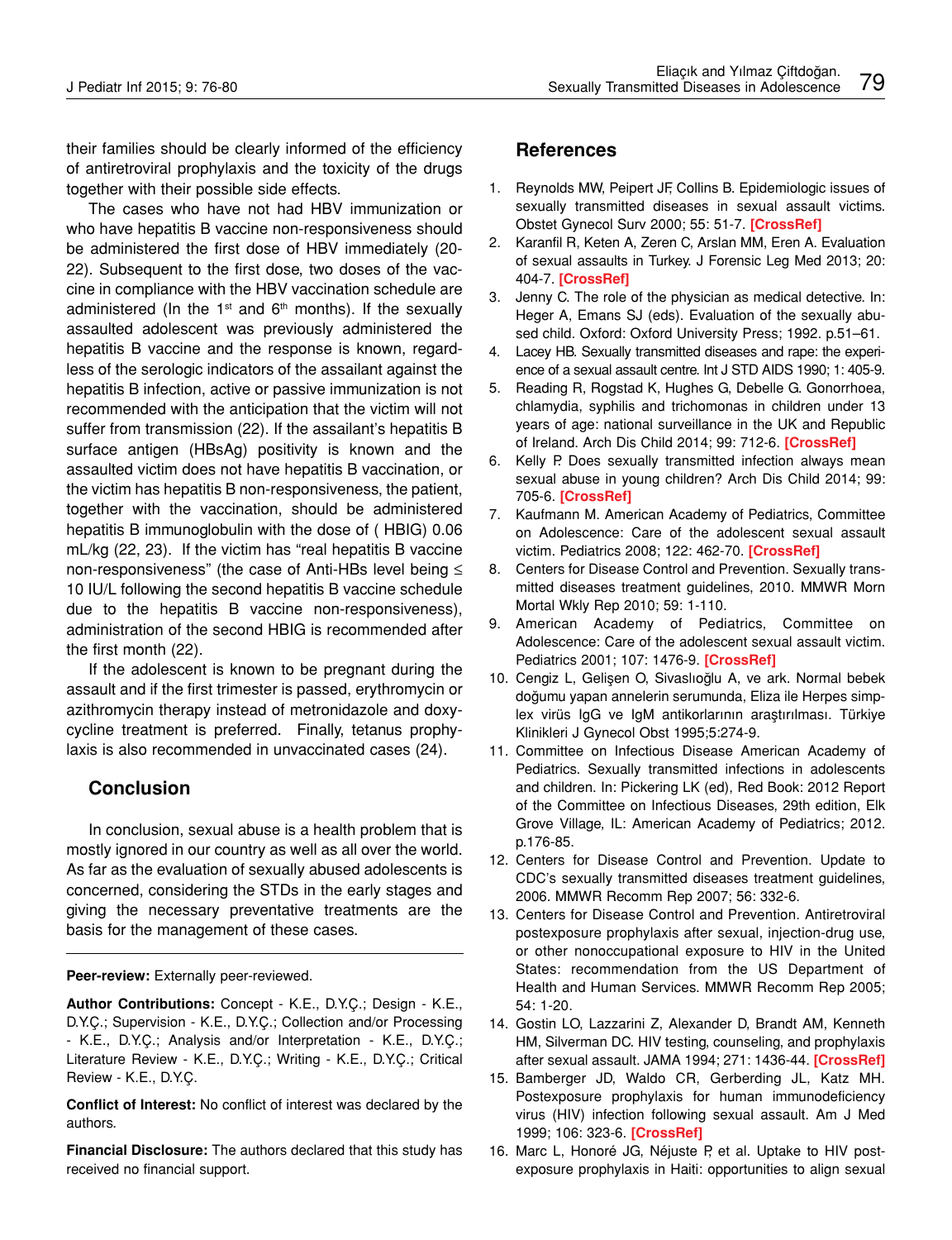their families should be clearly informed of the efficiency of antiretroviral prophylaxis and the toxicity of the drugs together with their possible side effects.

The cases who have not had HBV immunization or who have hepatitis B vaccine non-responsiveness should be administered the first dose of HBV immediately (20-22). Subsequent to the first dose, two doses of the vaccine in compliance with the HBV vaccination schedule are administered (In the 1st and 6th months). If the sexually assaulted adolescent was previously administered the hepatitis B vaccine and the response is known, regardless of the serologic indicators of the assailant against the hepatitis B infection, active or passive immunization is not recommended with the anticipation that the victim will not suffer from transmission (22). If the assailant's hepatitis B surface antigen (HBsAg) positivity is known and the assaulted victim does not have hepatitis B vaccination, or the victim has hepatitis B non-responsiveness, the patient, together with the vaccination, should be administered hepatitis B immunoglobulin with the dose of ( HBIG) 0.06 mL/kg (22, 23). If the victim has "real hepatitis B vaccine non-responsiveness" (the case of Anti-HBs level being ≤ 10 IU/L following the second hepatitis B vaccine schedule due to the hepatitis B vaccine non-responsiveness), administration of the second HBIG is recommended after the first month (22).

If the adolescent is known to be pregnant during the assault and if the first trimester is passed, erythromycin or azithromycin therapy instead of metronidazole and doxycycline treatment is preferred. Finally, tetanus prophylaxis is also recommended in unvaccinated cases (24).

## Conclusion

In conclusion, sexual abuse is a health problem that is mostly ignored in our country as well as all over the world. As far as the evaluation of sexually abused adolescents is concerned, considering the STDs in the early stages and giving the necessary preventative treatments are the basis for the management of these cases.

**Peer-review:** Externally peer-reviewed.

**Author Contributions:** Concept - K.E., D.Y.Ç.; Design - K.E., D.Y.Ç.; Supervision - K.E., D.Y.Ç.; Collection and/or Processing - K.E., D.Y.Ç.; Analysis and/or Interpretation - K.E., D.Y.Ç.; Literature Review - K.E., D.Y.Ç.; Writing - K.E., D.Y.Ç.; Critical Review - K.E., D.Y.Ç.

**Conflict of Interest:** No conflict of interest was declared by the authors.

**Financial Disclosure:** The authors declared that this study has received no financial support.

## References

1. Reynolds MW, Peipert JF, Collins B. Epidemiologic issues of sexually transmitted diseases in sexual assault victims. Obstet Gynecol Surv 2000; 55: 51-7. [CrossRef]
2. Karanfil R, Keten A, Zeren C, Arslan MM, Eren A. Evaluation of sexual assaults in Turkey. J Forensic Leg Med 2013; 20: 404-7. [CrossRef]
3. Jenny C. The role of the physician as medical detective. In: Heger A, Emans SJ (eds). Evaluation of the sexually abused child. Oxford: Oxford University Press; 1992. p.51–61.
4. Lacey HB. Sexually transmitted diseases and rape: the experience of a sexual assault centre. Int J STD AIDS 1990; 1: 405-9.
5. Reading R, Rogstad K, Hughes G, Debelle G. Gonorrhoea, chlamydia, syphilis and trichomonas in children under 13 years of age: national surveillance in the UK and Republic of Ireland. Arch Dis Child 2014; 99: 712-6. [CrossRef]
6. Kelly P. Does sexually transmitted infection always mean sexual abuse in young children? Arch Dis Child 2014; 99: 705-6. [CrossRef]
7. Kaufmann M. American Academy of Pediatrics, Committee on Adolescence: Care of the adolescent sexual assault victim. Pediatrics 2008; 122: 462-70. [CrossRef]
8. Centers for Disease Control and Prevention. Sexually transmitted diseases treatment guidelines, 2010. MMWR Morn Mortal Wkly Rep 2010; 59: 1-110.
9. American Academy of Pediatrics, Committee on Adolescence: Care of the adolescent sexual assault victim. Pediatrics 2001; 107: 1476-9. [CrossRef]
10. Cengiz L, Gelişen O, Sivaslıoğlu A, ve ark. Normal bebek doğumu yapan annelerin serumunda, Eliza ile Herpes simplex virüs IgG ve IgM antikorlarının araştırılması. Türkiye Klinikleri J Gynecol Obst 1995;5:274-9.
11. Committee on Infectious Disease American Academy of Pediatrics. Sexually transmitted infections in adolescents and children. In: Pickering LK (ed), Red Book: 2012 Report of the Committee on Infectious Diseases, 29th edition, Elk Grove Village, IL: American Academy of Pediatrics; 2012. p.176-85.
12. Centers for Disease Control and Prevention. Update to CDC's sexually transmitted diseases treatment guidelines, 2006. MMWR Recomm Rep 2007; 56: 332-6.
13. Centers for Disease Control and Prevention. Antiretroviral postexposure prophylaxis after sexual, injection-drug use, or other nonoccupational exposure to HIV in the United States: recommendation from the US Department of Health and Human Services. MMWR Recomm Rep 2005; 54: 1-20.
14. Gostin LO, Lazzarini Z, Alexander D, Brandt AM, Kenneth HM, Silverman DC. HIV testing, counseling, and prophylaxis after sexual assault. JAMA 1994; 271: 1436-44. [CrossRef]
15. Bamberger JD, Waldo CR, Gerberding JL, Katz MH. Postexposure prophylaxis for human immunodeficiency virus (HIV) infection following sexual assault. Am J Med 1999; 106: 323-6. [CrossRef]
16. Marc L, Honoré JG, Néjuste P, et al. Uptake to HIV post-exposure prophylaxis in Haiti: opportunities to align sexual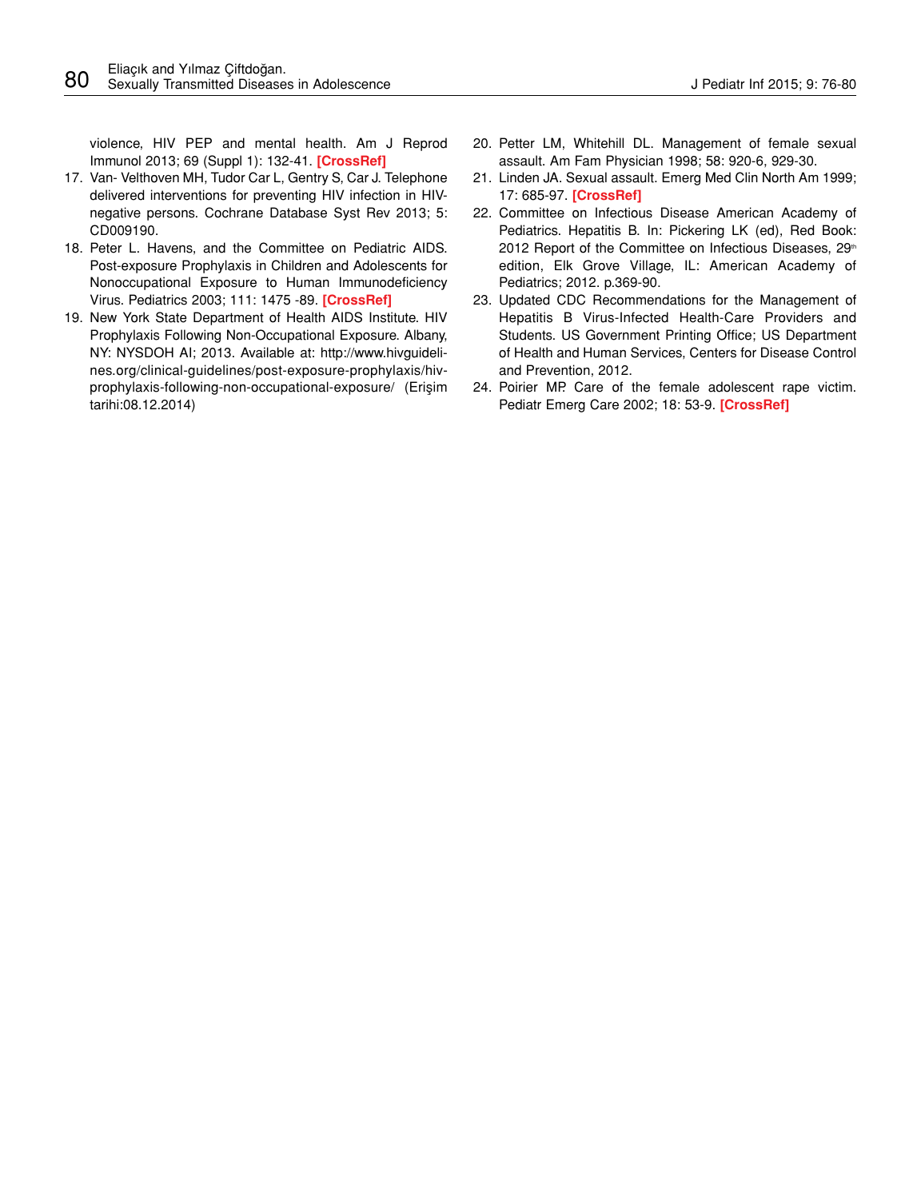violence, HIV PEP and mental health. Am J Reprod Immunol 2013; 69 (Suppl 1): 132-41. **[CrossRef]**

17. Van- Velthoven MH, Tudor Car L, Gentry S, Car J. Telephone delivered interventions for preventing HIV infection in HIV-negative persons. Cochrane Database Syst Rev 2013; 5: CD009190.
18. Peter L. Havens, and the Committee on Pediatric AIDS. Post-exposure Prophylaxis in Children and Adolescents for Nonoccupational Exposure to Human Immunodeficiency Virus. Pediatrics 2003; 111: 1475 -89. **[CrossRef]**
19. New York State Department of Health AIDS Institute. HIV Prophylaxis Following Non-Occupational Exposure. Albany, NY: NYSDOH AI; 2013. Available at: http://www.hivguidelines.org/clinical-guidelines/post-exposure-prophylaxis/hiv-prophylaxis-following-non-occupational-exposure/ (Erişim tarihi:08.12.2014)
20. Petter LM, Whitehill DL. Management of female sexual assault. Am Fam Physician 1998; 58: 920-6, 929-30.
21. Linden JA. Sexual assault. Emerg Med Clin North Am 1999; 17: 685-97. **[CrossRef]**
22. Committee on Infectious Disease American Academy of Pediatrics. Hepatitis B. In: Pickering LK (ed), Red Book: 2012 Report of the Committee on Infectious Diseases, 29th edition, Elk Grove Village, IL: American Academy of Pediatrics; 2012. p.369-90.
23. Updated CDC Recommendations for the Management of Hepatitis B Virus-Infected Health-Care Providers and Students. US Government Printing Office; US Department of Health and Human Services, Centers for Disease Control and Prevention, 2012.
24. Poirier MP. Care of the female adolescent rape victim. Pediatr Emerg Care 2002; 18: 53-9. **[CrossRef]**